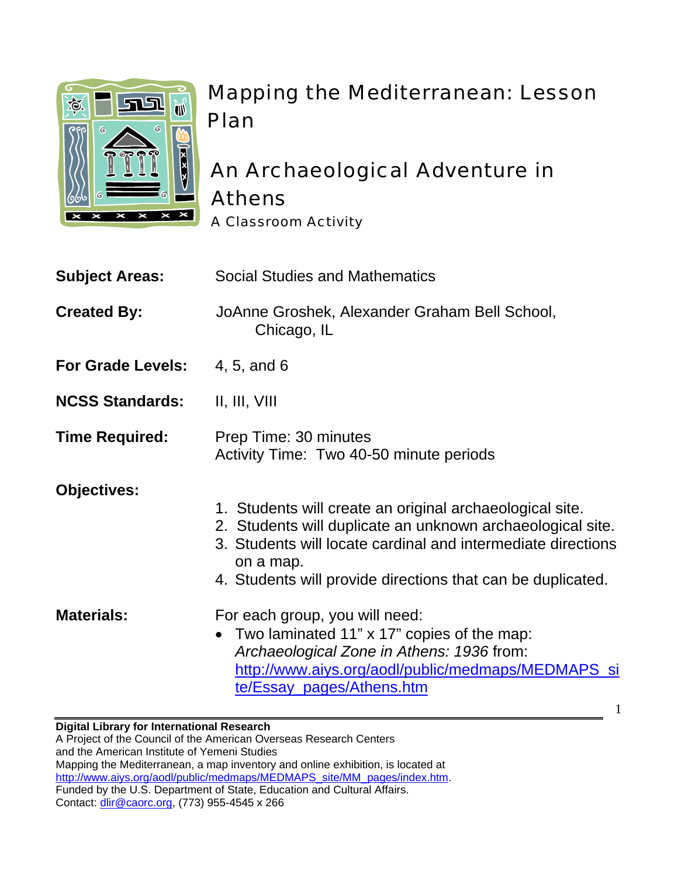# Mapping the Mediterranean: Lesson Plan

## An Archaeological Adventure in Athens

A Classroom Activity

**Subject Areas:** Social Studies and Mathematics

**Created By:** JoAnne Groshek, Alexander Graham Bell School, Chicago, IL

**For Grade Levels:** 4, 5, and 6

**NCSS Standards:** II, III, VIII

**Time Required:** Prep Time: 30 minutes
Activity Time: Two 40-50 minute periods

**Objectives:**

1. Students will create an original archaeological site.
2. Students will duplicate an unknown archaeological site.
3. Students will locate cardinal and intermediate directions on a map.
4. Students will provide directions that can be duplicated.

**Materials:** For each group, you will need:

- Two laminated 11" x 17" copies of the map: *Archaeological Zone in Athens: 1936* from: http://www.aiys.org/aodl/public/medmaps/MEDMAPS_site/Essay_pages/Athens.htm

---

**Digital Library for International Research**
A Project of the Council of the American Overseas Research Centers and the American Institute of Yemeni Studies
Mapping the Mediterranean, a map inventory and online exhibition, is located at http://www.aiys.org/aodl/public/medmaps/MEDMAPS_site/MM_pages/index.htm.
Funded by the U.S. Department of State, Education and Cultural Affairs.
Contact: dlir@caorc.org, (773) 955-4545 x 266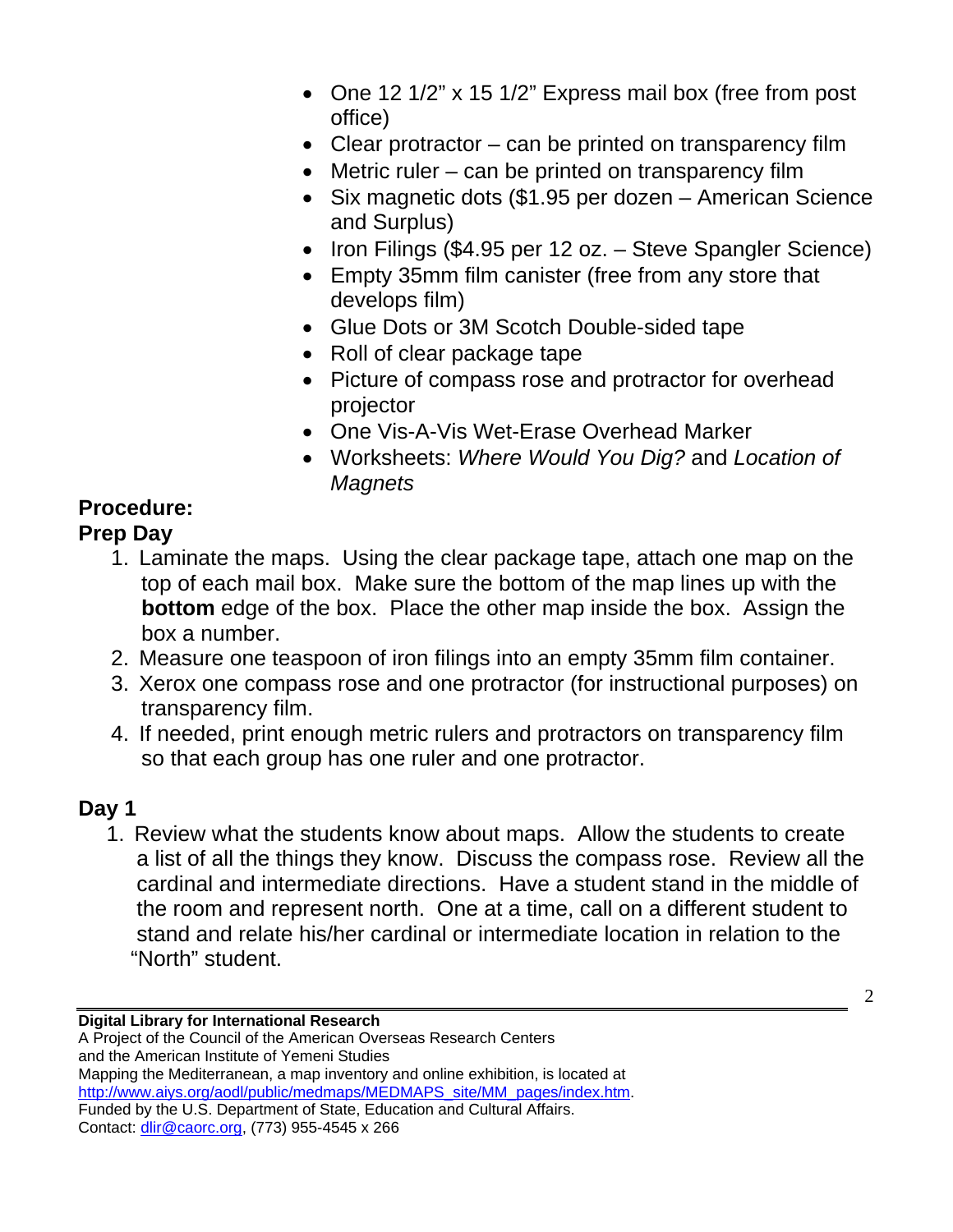- One 12 1/2" x 15 1/2" Express mail box (free from post office)
- Clear protractor – can be printed on transparency film
- Metric ruler – can be printed on transparency film
- Six magnetic dots ($1.95 per dozen – American Science and Surplus)
- Iron Filings ($4.95 per 12 oz. – Steve Spangler Science)
- Empty 35mm film canister (free from any store that develops film)
- Glue Dots or 3M Scotch Double-sided tape
- Roll of clear package tape
- Picture of compass rose and protractor for overhead projector
- One Vis-A-Vis Wet-Erase Overhead Marker
- Worksheets: *Where Would You Dig?* and *Location of Magnets*

**Procedure:**

**Prep Day**

1. Laminate the maps. Using the clear package tape, attach one map on the top of each mail box. Make sure the bottom of the map lines up with the **bottom** edge of the box. Place the other map inside the box. Assign the box a number.
2. Measure one teaspoon of iron filings into an empty 35mm film container.
3. Xerox one compass rose and one protractor (for instructional purposes) on transparency film.
4. If needed, print enough metric rulers and protractors on transparency film so that each group has one ruler and one protractor.

## Day 1

1. Review what the students know about maps. Allow the students to create a list of all the things they know. Discuss the compass rose. Review all the cardinal and intermediate directions. Have a student stand in the middle of the room and represent north. One at a time, call on a different student to stand and relate his/her cardinal or intermediate location in relation to the "North" student.

**Digital Library for International Research**
A Project of the Council of the American Overseas Research Centers
and the American Institute of Yemeni Studies
Mapping the Mediterranean, a map inventory and online exhibition, is located at
http://www.aiys.org/aodl/public/medmaps/MEDMAPS_site/MM_pages/index.htm.
Funded by the U.S. Department of State, Education and Cultural Affairs.
Contact: dlir@caorc.org, (773) 955-4545 x 266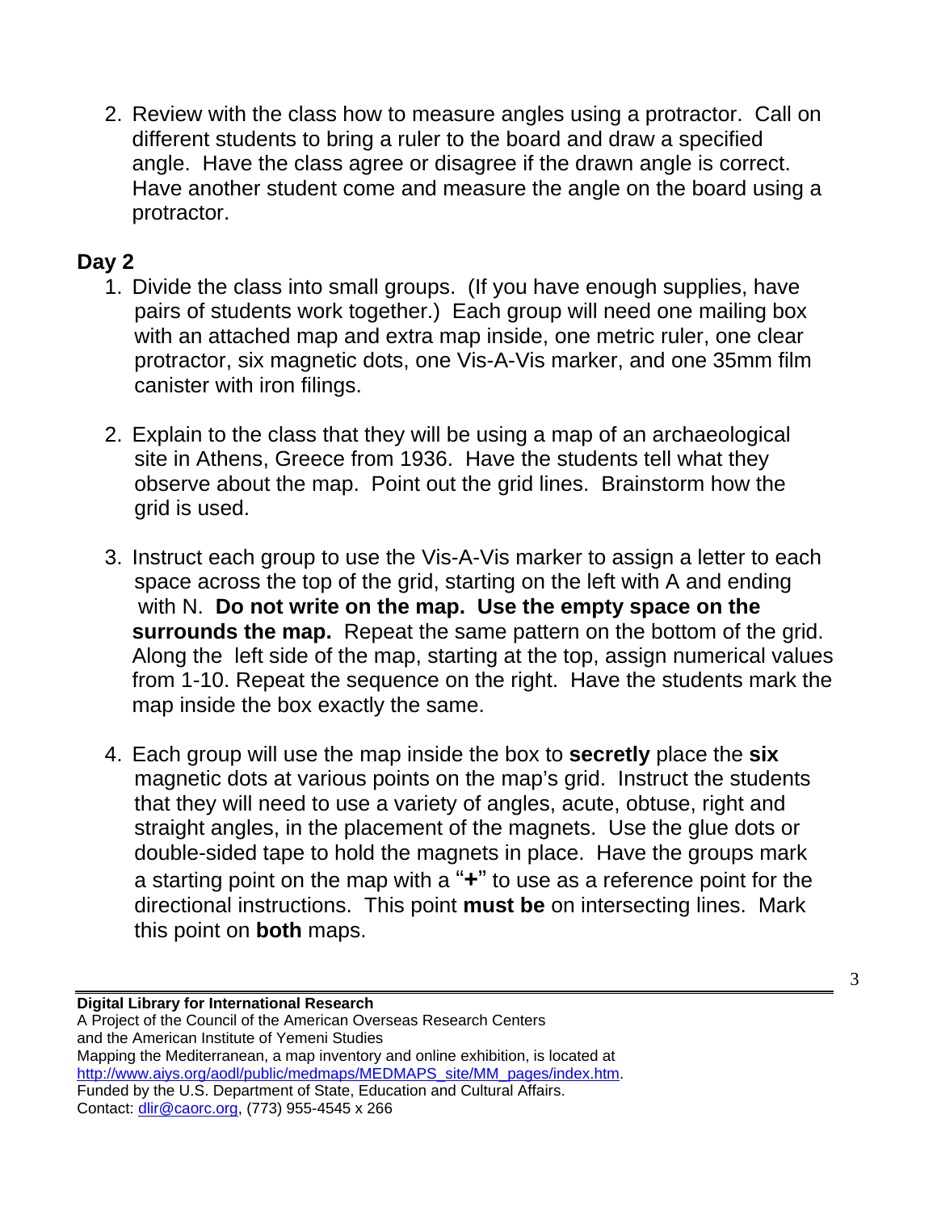2. Review with the class how to measure angles using a protractor. Call on different students to bring a ruler to the board and draw a specified angle. Have the class agree or disagree if the drawn angle is correct. Have another student come and measure the angle on the board using a protractor.

**Day 2**

1. Divide the class into small groups. (If you have enough supplies, have pairs of students work together.) Each group will need one mailing box with an attached map and extra map inside, one metric ruler, one clear protractor, six magnetic dots, one Vis-A-Vis marker, and one 35mm film canister with iron filings.

2. Explain to the class that they will be using a map of an archaeological site in Athens, Greece from 1936. Have the students tell what they observe about the map. Point out the grid lines. Brainstorm how the grid is used.

3. Instruct each group to use the Vis-A-Vis marker to assign a letter to each space across the top of the grid, starting on the left with A and ending with N. **Do not write on the map. Use the empty space on the surrounds the map.** Repeat the same pattern on the bottom of the grid. Along the left side of the map, starting at the top, assign numerical values from 1-10. Repeat the sequence on the right. Have the students mark the map inside the box exactly the same.

4. Each group will use the map inside the box to **secretly** place the **six** magnetic dots at various points on the map's grid. Instruct the students that they will need to use a variety of angles, acute, obtuse, right and straight angles, in the placement of the magnets. Use the glue dots or double-sided tape to hold the magnets in place. Have the groups mark a starting point on the map with a "**+**" to use as a reference point for the directional instructions. This point **must be** on intersecting lines. Mark this point on **both** maps.

**Digital Library for International Research**
A Project of the Council of the American Overseas Research Centers
and the American Institute of Yemeni Studies
Mapping the Mediterranean, a map inventory and online exhibition, is located at
http://www.aiys.org/aodl/public/medmaps/MEDMAPS_site/MM_pages/index.htm.
Funded by the U.S. Department of State, Education and Cultural Affairs.
Contact: dlir@caorc.org, (773) 955-4545 x 266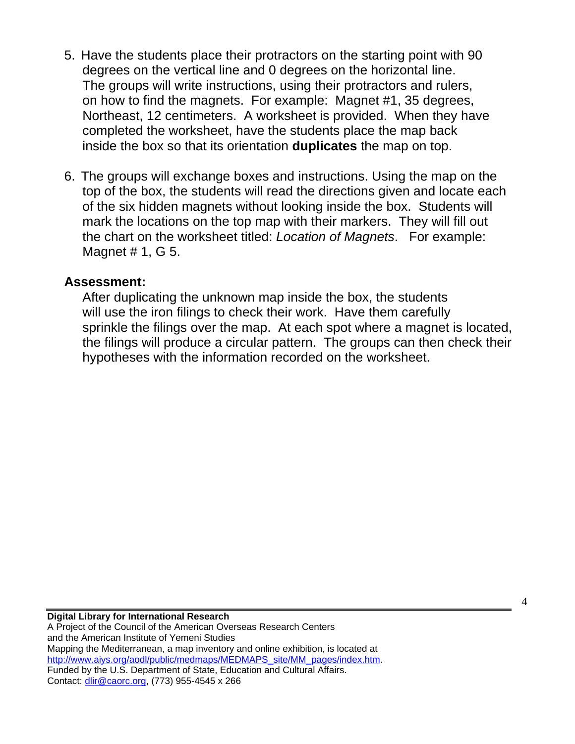5. Have the students place their protractors on the starting point with 90 degrees on the vertical line and 0 degrees on the horizontal line. The groups will write instructions, using their protractors and rulers, on how to find the magnets. For example: Magnet #1, 35 degrees, Northeast, 12 centimeters. A worksheet is provided. When they have completed the worksheet, have the students place the map back inside the box so that its orientation **duplicates** the map on top.

6. The groups will exchange boxes and instructions. Using the map on the top of the box, the students will read the directions given and locate each of the six hidden magnets without looking inside the box. Students will mark the locations on the top map with their markers. They will fill out the chart on the worksheet titled: *Location of Magnets*. For example: Magnet # 1, G 5.

**Assessment:**

After duplicating the unknown map inside the box, the students will use the iron filings to check their work. Have them carefully sprinkle the filings over the map. At each spot where a magnet is located, the filings will produce a circular pattern. The groups can then check their hypotheses with the information recorded on the worksheet.

**Digital Library for International Research**
A Project of the Council of the American Overseas Research Centers
and the American Institute of Yemeni Studies
Mapping the Mediterranean, a map inventory and online exhibition, is located at
http://www.aiys.org/aodl/public/medmaps/MEDMAPS_site/MM_pages/index.htm.
Funded by the U.S. Department of State, Education and Cultural Affairs.
Contact: dlir@caorc.org, (773) 955-4545 x 266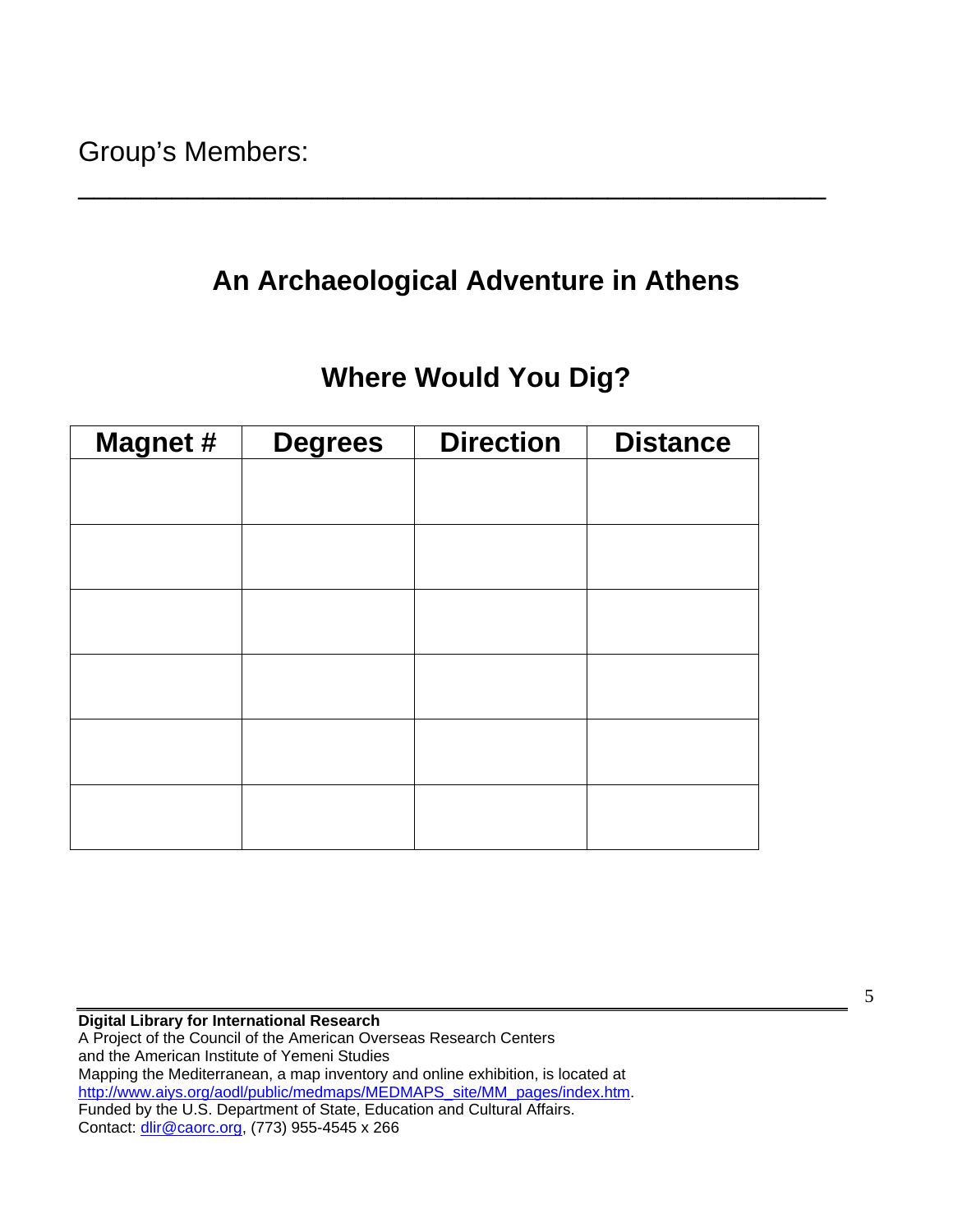Group's Members: \_\_\_\_\_\_\_\_\_\_\_\_\_\_\_\_\_\_\_\_\_\_\_\_\_\_\_\_\_\_\_\_\_\_\_\_\_\_\_\_\_\_\_\_\_\_\_\_\_\_

## An Archaeological Adventure in Athens

### Where Would You Dig?

| Magnet # | Degrees | Direction | Distance |
|---|---|---|---|
| | | | |
| | | | |
| | | | |
| | | | |
| | | | |
| | | | |

**Digital Library for International Research**
A Project of the Council of the American Overseas Research Centers
and the American Institute of Yemeni Studies
Mapping the Mediterranean, a map inventory and online exhibition, is located at
http://www.aiys.org/aodl/public/medmaps/MEDMAPS_site/MM_pages/index.htm.
Funded by the U.S. Department of State, Education and Cultural Affairs.
Contact: dlir@caorc.org, (773) 955-4545 x 266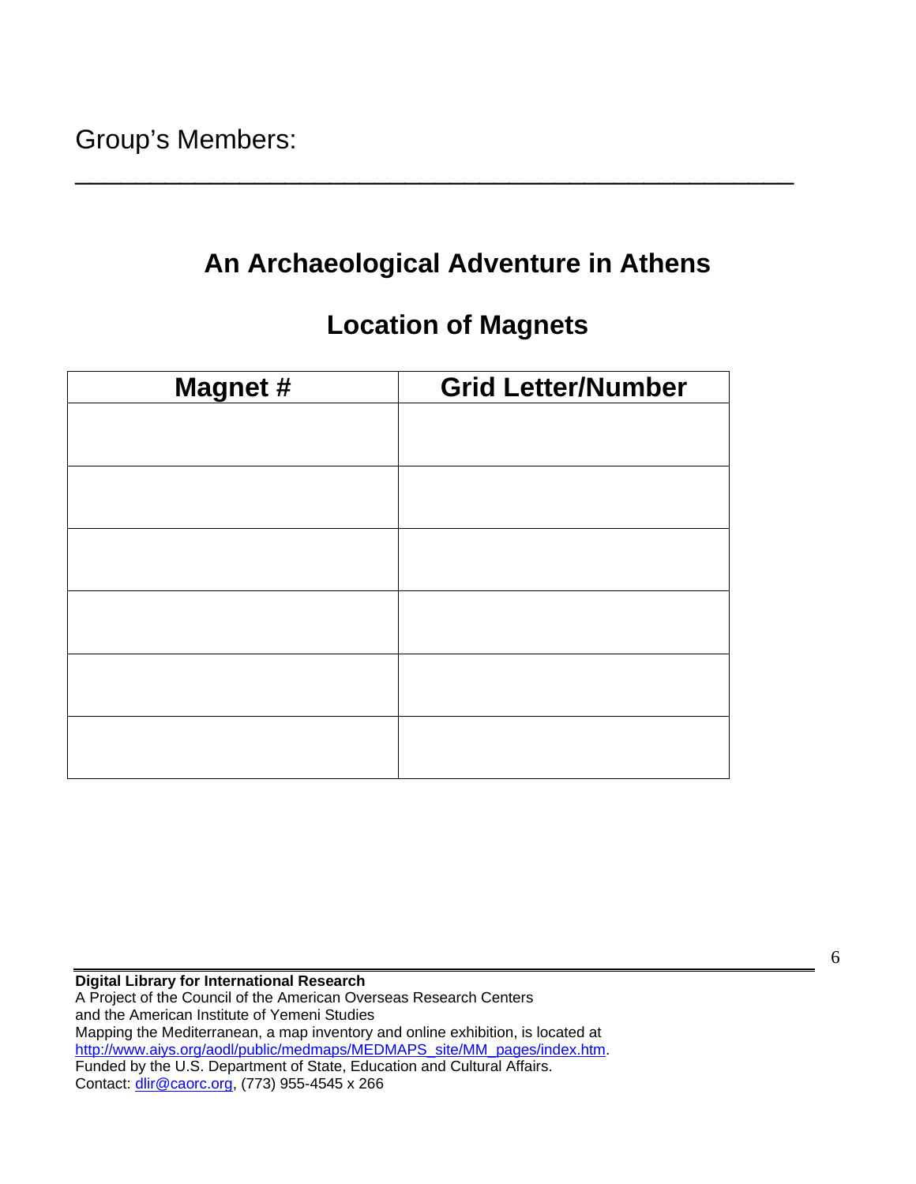Group's Members: ___________________________________________

## An Archaeological Adventure in Athens

## Location of Magnets

| Magnet # | Grid Letter/Number |
|---|---|
| | |
| | |
| | |
| | |
| | |
| | |

**Digital Library for International Research**
A Project of the Council of the American Overseas Research Centers
and the American Institute of Yemeni Studies
Mapping the Mediterranean, a map inventory and online exhibition, is located at
http://www.aiys.org/aodl/public/medmaps/MEDMAPS_site/MM_pages/index.htm.
Funded by the U.S. Department of State, Education and Cultural Affairs.
Contact: dlir@caorc.org, (773) 955-4545 x 266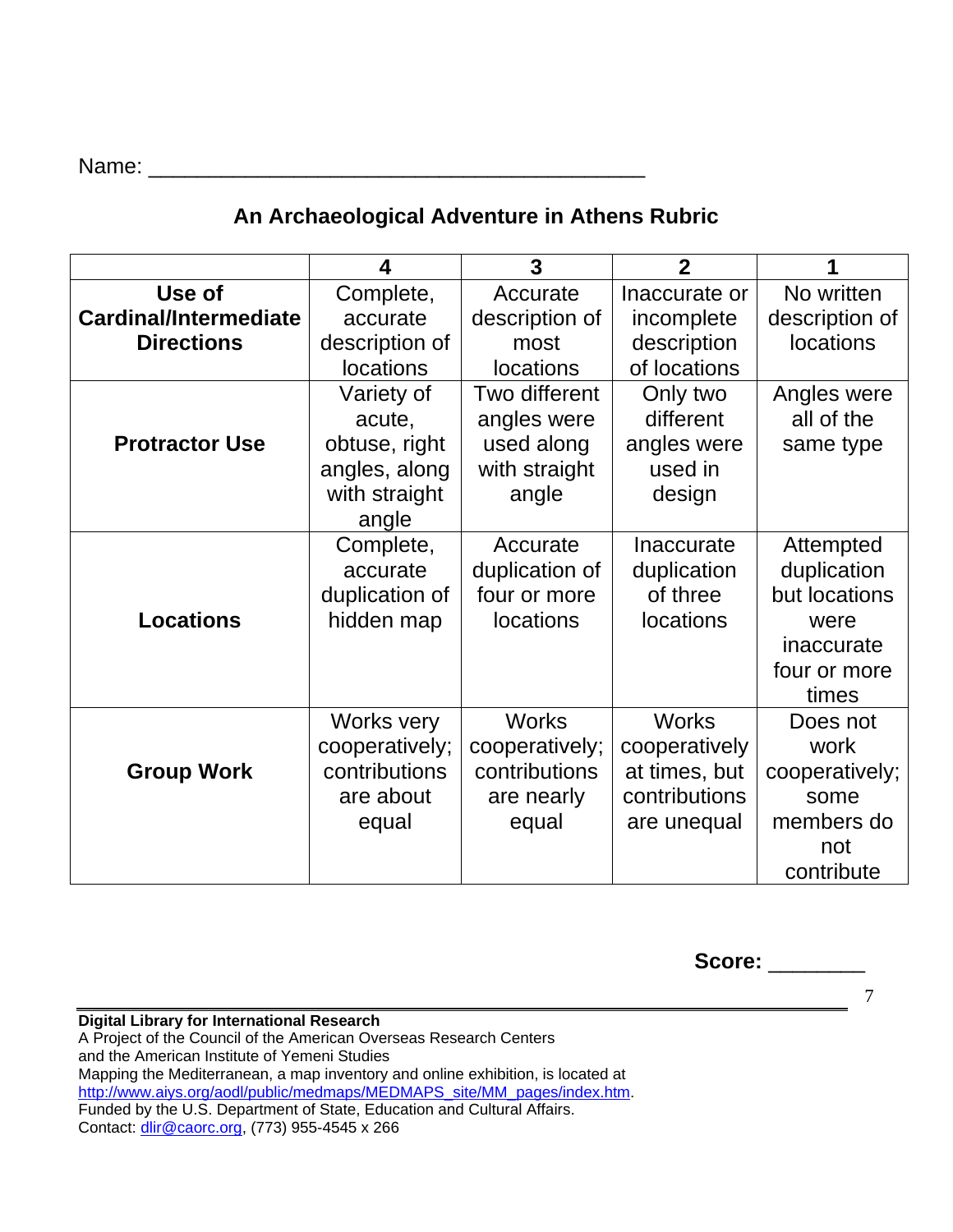Name: ________________________________________

## An Archaeological Adventure in Athens Rubric

| | 4 | 3 | 2 | 1 |
|---|---|---|---|---|
| **Use of Cardinal/Intermediate Directions** | Complete, accurate description of locations | Accurate description of most locations | Inaccurate or incomplete description of locations | No written description of locations |
| **Protractor Use** | Variety of acute, obtuse, right angles, along with straight angle | Two different angles were used along with straight angle | Only two different angles were used in design | Angles were all of the same type |
| **Locations** | Complete, accurate duplication of hidden map | Accurate duplication of four or more locations | Inaccurate duplication of three locations | Attempted duplication but locations were inaccurate four or more times |
| **Group Work** | Works very cooperatively; contributions are about equal | Works cooperatively; contributions are nearly equal | Works cooperatively at times, but contributions are unequal | Does not work cooperatively; some members do not contribute |

**Score:** ________

**Digital Library for International Research**
A Project of the Council of the American Overseas Research Centers
and the American Institute of Yemeni Studies
Mapping the Mediterranean, a map inventory and online exhibition, is located at
http://www.aiys.org/aodl/public/medmaps/MEDMAPS_site/MM_pages/index.htm.
Funded by the U.S. Department of State, Education and Cultural Affairs.
Contact: dlir@caorc.org, (773) 955-4545 x 266